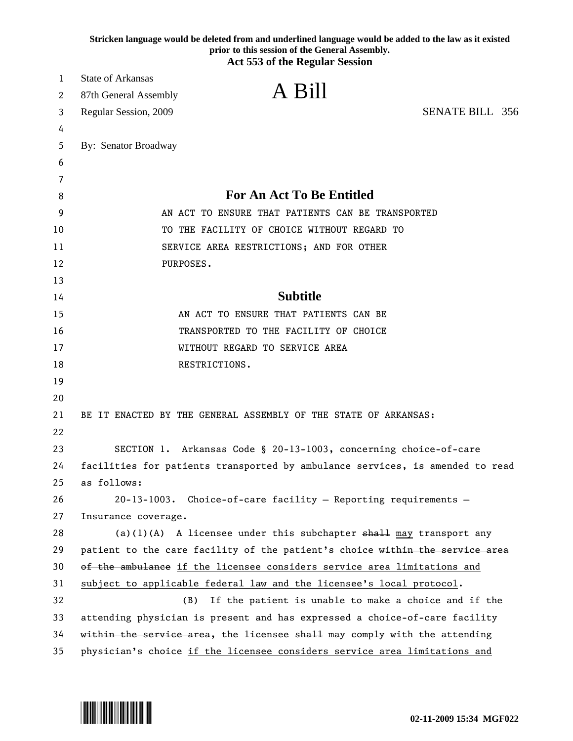**Stricken language would be deleted from and underlined language would be added to the law as it existed prior to this session of the General Assembly.**

**Act 553 of the Regular Session**

State of Arkansas
87th General Assembly
Regular Session, 2009

# A Bill

SENATE BILL 356

By: Senator Broadway

## For An Act To Be Entitled

AN ACT TO ENSURE THAT PATIENTS CAN BE TRANSPORTED TO THE FACILITY OF CHOICE WITHOUT REGARD TO SERVICE AREA RESTRICTIONS; AND FOR OTHER PURPOSES.

## Subtitle

AN ACT TO ENSURE THAT PATIENTS CAN BE TRANSPORTED TO THE FACILITY OF CHOICE WITHOUT REGARD TO SERVICE AREA RESTRICTIONS.

BE IT ENACTED BY THE GENERAL ASSEMBLY OF THE STATE OF ARKANSAS:

SECTION 1. Arkansas Code § 20-13-1003, concerning choice-of-care facilities for patients transported by ambulance services, is amended to read as follows:

20-13-1003. Choice-of-care facility – Reporting requirements – Insurance coverage.

(a)(1)(A) A licensee under this subchapter ~~shall~~ <u>may</u> transport any patient to the care facility of the patient's choice ~~within the service area of the ambulance~~ <u>if the licensee considers service area limitations and subject to applicable federal law and the licensee's local protocol</u>.

(B) If the patient is unable to make a choice and if the attending physician is present and has expressed a choice-of-care facility ~~within the service area~~, the licensee ~~shall~~ <u>may</u> comply with the attending physician's choice <u>if the licensee considers service area limitations and</u>

02-11-2009 15:34 MGF022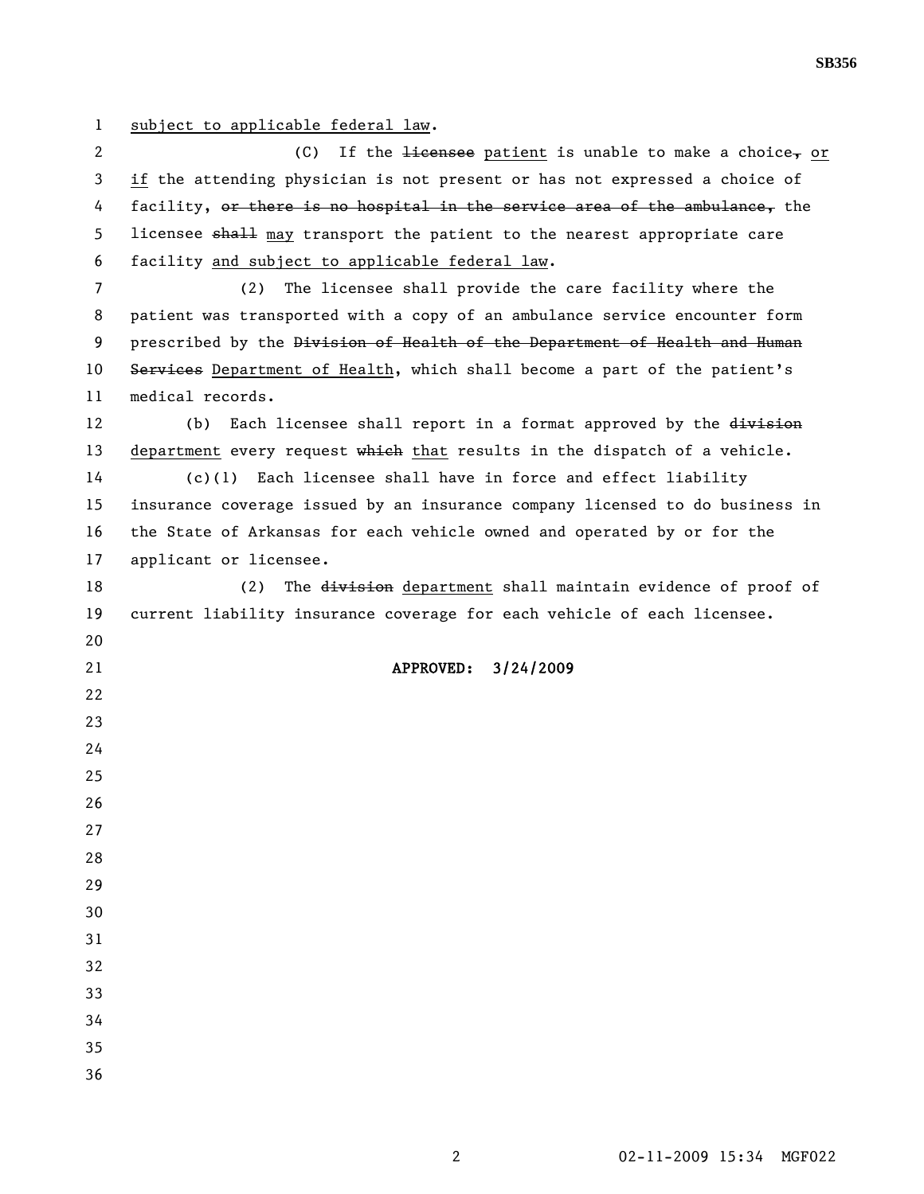subject to applicable federal law.

(C) If the ~~licensee~~ patient is unable to make a choice~~,~~ or if the attending physician is not present or has not expressed a choice of facility, ~~or there is no hospital in the service area of the ambulance,~~ the licensee ~~shall~~ may transport the patient to the nearest appropriate care facility and subject to applicable federal law.

(2) The licensee shall provide the care facility where the patient was transported with a copy of an ambulance service encounter form prescribed by the ~~Division of Health of the Department of Health and Human Services~~ Department of Health, which shall become a part of the patient's medical records.

(b) Each licensee shall report in a format approved by the ~~division~~ department every request ~~which~~ that results in the dispatch of a vehicle.

(c)(1) Each licensee shall have in force and effect liability insurance coverage issued by an insurance company licensed to do business in the State of Arkansas for each vehicle owned and operated by or for the applicant or licensee.

(2) The ~~division~~ department shall maintain evidence of proof of current liability insurance coverage for each vehicle of each licensee.

**APPROVED: 3/24/2009**